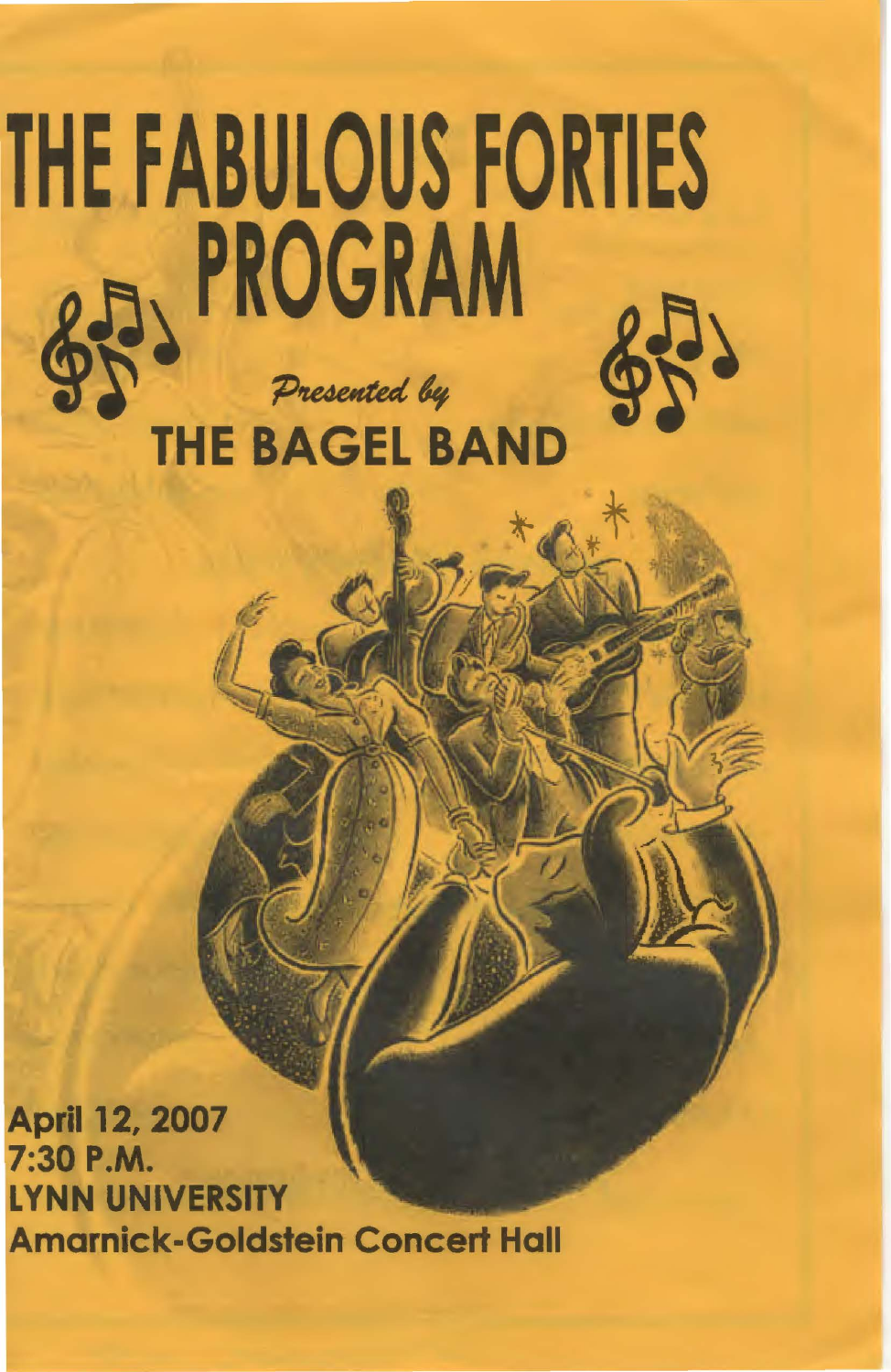# THE FABULOUS FORTIES PROGRAM

*Presented by*

## THE BAGEL BAND

**April 12, 2007**
**7:30 P.M.**
**LYNN UNIVERSITY**
**Amarnick-Goldstein Concert Hall**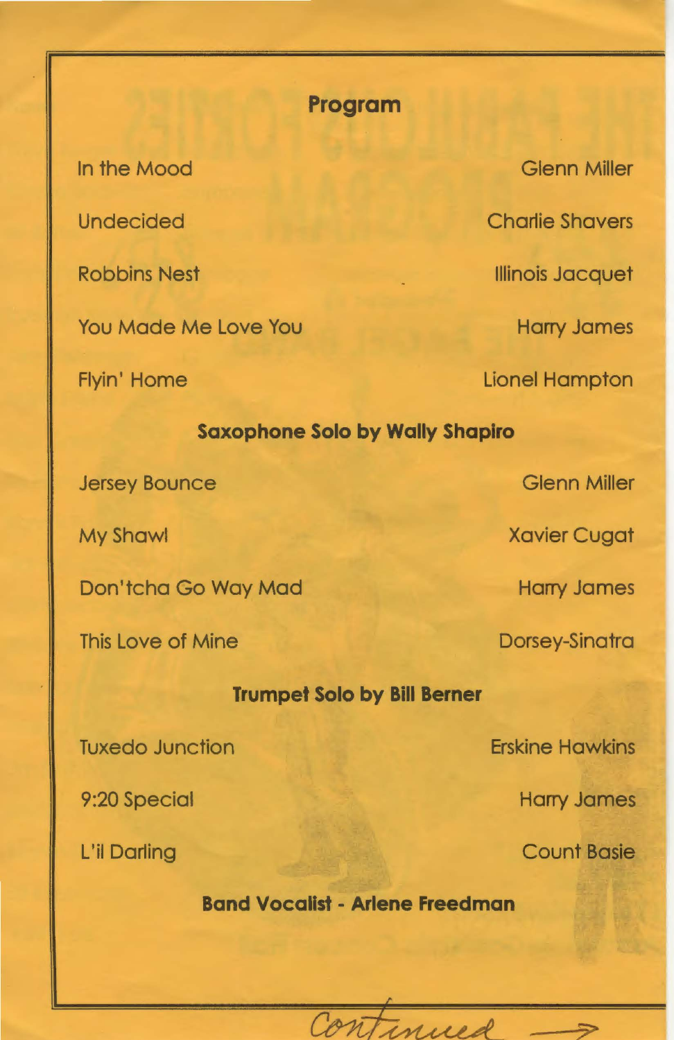## Program

| | |
|---|---|
| In the Mood | Glenn Miller |
| Undecided | Charlie Shavers |
| Robbins Nest | Illinois Jacquet |
| You Made Me Love You | Harry James |
| Flyin' Home | Lionel Hampton |

**Saxophone Solo by Wally Shapiro**

| | |
|---|---|
| Jersey Bounce | Glenn Miller |
| My Shawl | Xavier Cugat |
| Don'tcha Go Way Mad | Harry James |
| This Love of Mine | Dorsey-Sinatra |

**Trumpet Solo by Bill Berner**

| | |
|---|---|
| Tuxedo Junction | Erskine Hawkins |
| 9:20 Special | Harry James |
| L'il Darling | Count Basie |

**Band Vocalist - Arlene Freedman**

*Continued →*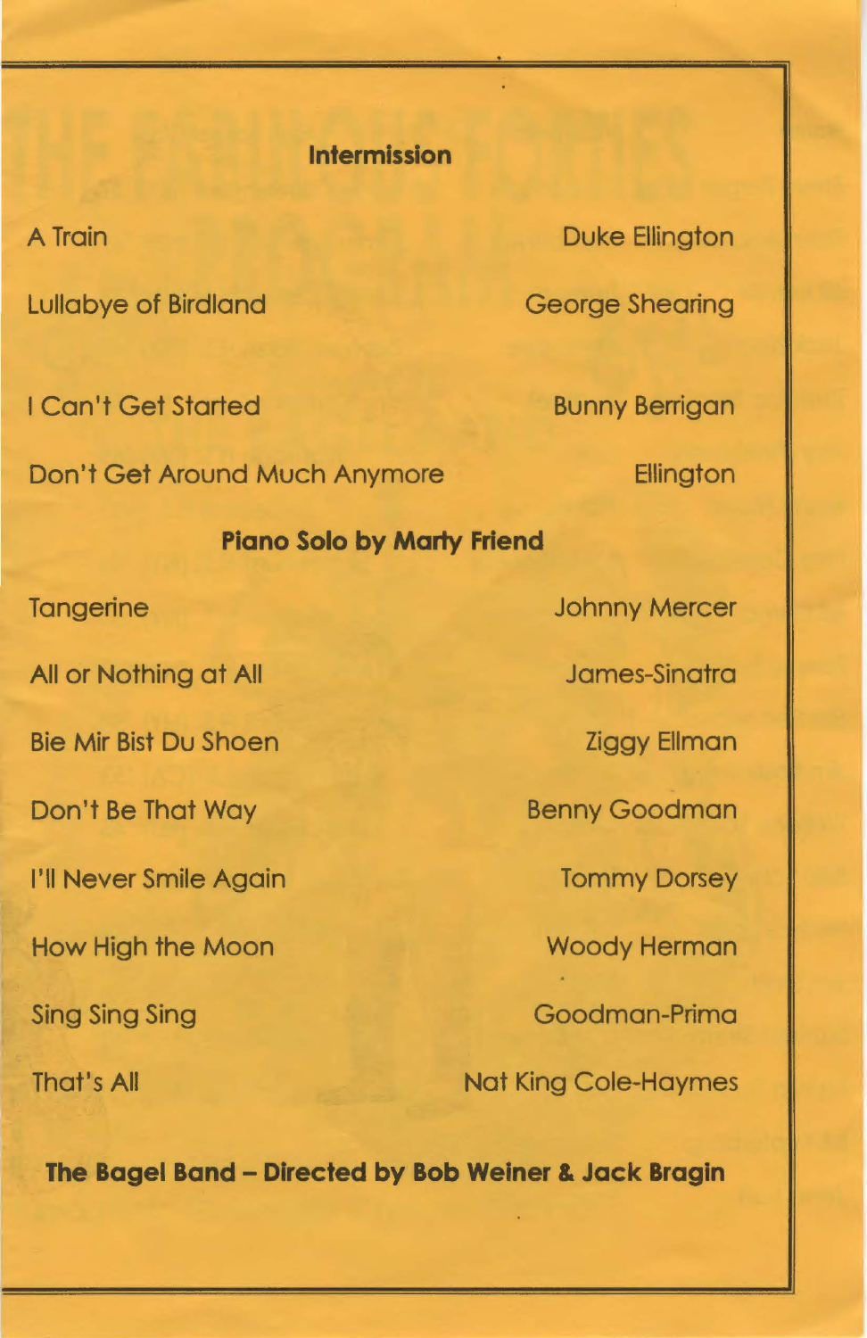**Intermission**

| | |
|---|---|
| A Train | Duke Ellington |
| Lullabye of Birdland | George Shearing |
| I Can't Get Started | Bunny Berrigan |
| Don't Get Around Much Anymore | Ellington |

**Piano Solo by Marty Friend**

| | |
|---|---|
| Tangerine | Johnny Mercer |
| All or Nothing at All | James-Sinatra |
| Bie Mir Bist Du Shoen | Ziggy Ellman |
| Don't Be That Way | Benny Goodman |
| I'll Never Smile Again | Tommy Dorsey |
| How High the Moon | Woody Herman |
| Sing Sing Sing | Goodman-Prima |
| That's All | Nat King Cole-Haymes |

**The Bagel Band – Directed by Bob Weiner & Jack Bragin**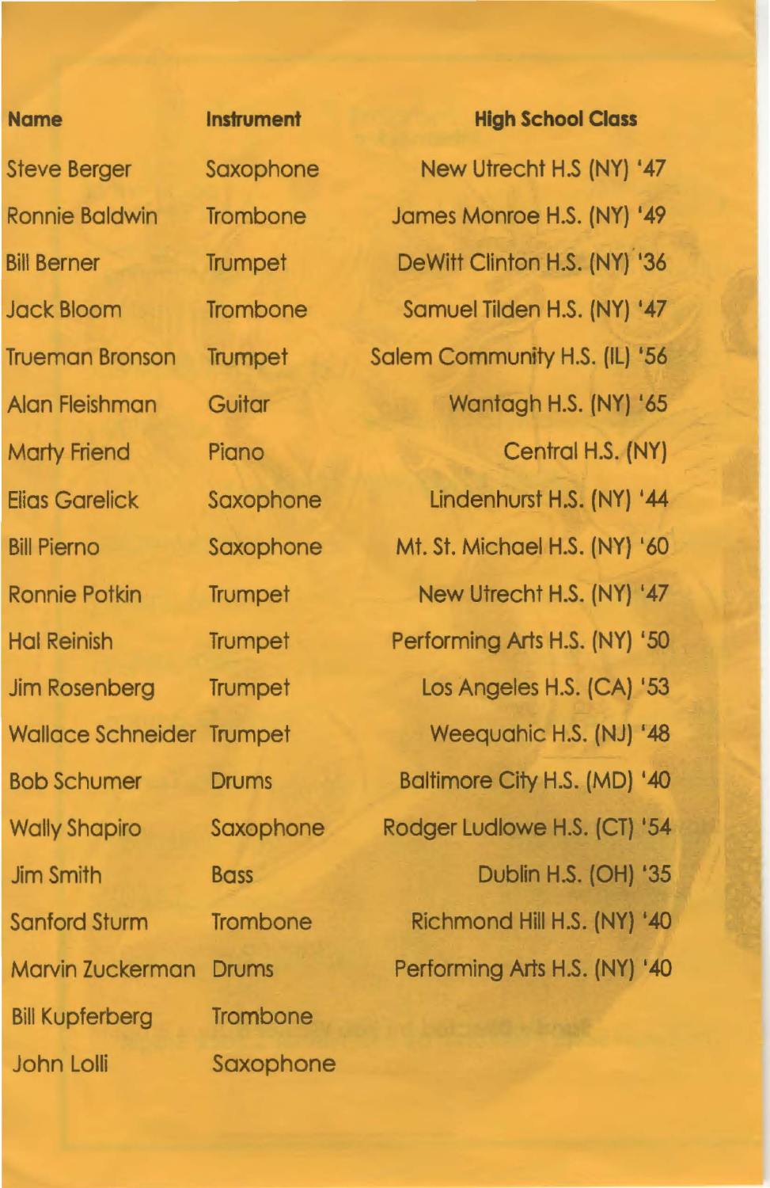| Name | Instrument | High School Class |
|---|---|---|
| Steve Berger | Saxophone | New Utrecht H.S (NY) '47 |
| Ronnie Baldwin | Trombone | James Monroe H.S. (NY) '49 |
| Bill Berner | Trumpet | DeWitt Clinton H.S. (NY) '36 |
| Jack Bloom | Trombone | Samuel Tilden H.S. (NY) '47 |
| Trueman Bronson | Trumpet | Salem Community H.S. (IL) '56 |
| Alan Fleishman | Guitar | Wantagh H.S. (NY) '65 |
| Marty Friend | Piano | Central H.S. (NY) |
| Elias Garelick | Saxophone | Lindenhurst H.S. (NY) '44 |
| Bill Pierno | Saxophone | Mt. St. Michael H.S. (NY) '60 |
| Ronnie Potkin | Trumpet | New Utrecht H.S. (NY) '47 |
| Hal Reinish | Trumpet | Performing Arts H.S. (NY) '50 |
| Jim Rosenberg | Trumpet | Los Angeles H.S. (CA) '53 |
| Wallace Schneider | Trumpet | Weequahic H.S. (NJ) '48 |
| Bob Schumer | Drums | Baltimore City H.S. (MD) '40 |
| Wally Shapiro | Saxophone | Rodger Ludlowe H.S. (CT) '54 |
| Jim Smith | Bass | Dublin H.S. (OH) '35 |
| Sanford Sturm | Trombone | Richmond Hill H.S. (NY) '40 |
| Marvin Zuckerman | Drums | Performing Arts H.S. (NY) '40 |
| Bill Kupferberg | Trombone | |
| John Lolli | Saxophone | |